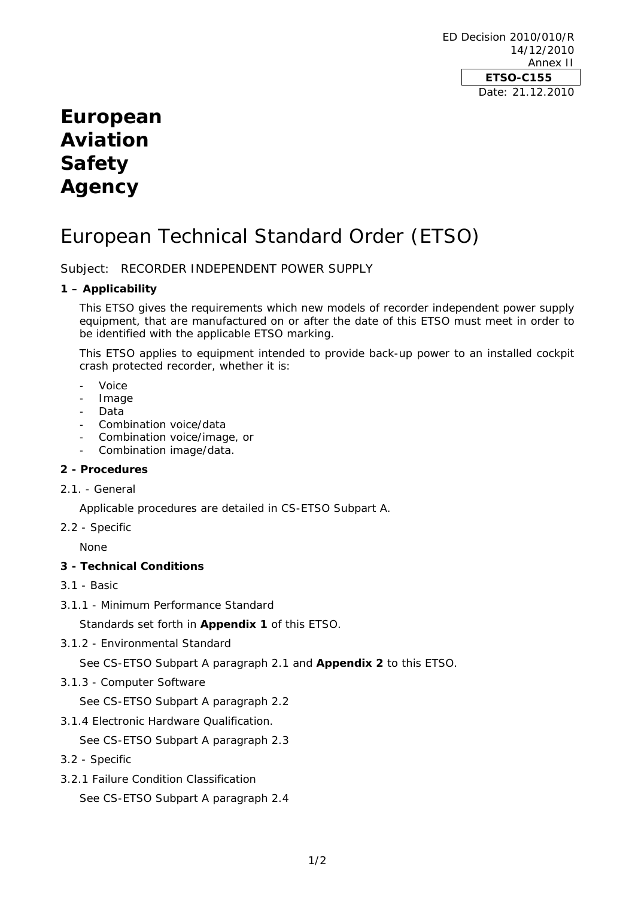ED Decision 2010/010/R
14/12/2010
Annex II

**ETSO-C155**

Date: 21.12.2010

# European Aviation Safety Agency

# European Technical Standard Order (ETSO)

Subject: RECORDER INDEPENDENT POWER SUPPLY

## 1 – Applicability

This ETSO gives the requirements which new models of recorder independent power supply equipment, that are manufactured on or after the date of this ETSO must meet in order to be identified with the applicable ETSO marking.

This ETSO applies to equipment intended to provide back-up power to an installed cockpit crash protected recorder, whether it is:

- Voice
- Image
- Data
- Combination voice/data
- Combination voice/image, or
- Combination image/data.

## 2 - Procedures

2.1. - General

Applicable procedures are detailed in CS-ETSO Subpart A.

2.2 - Specific

None

## 3 - Technical Conditions

3.1 - Basic

3.1.1 - Minimum Performance Standard

Standards set forth in **Appendix 1** of this ETSO.

3.1.2 - Environmental Standard

See CS-ETSO Subpart A paragraph 2.1 and **Appendix 2** to this ETSO.

3.1.3 - Computer Software

See CS-ETSO Subpart A paragraph 2.2

3.1.4 Electronic Hardware Qualification.

See CS-ETSO Subpart A paragraph 2.3

3.2 - Specific

3.2.1 Failure Condition Classification

See CS-ETSO Subpart A paragraph 2.4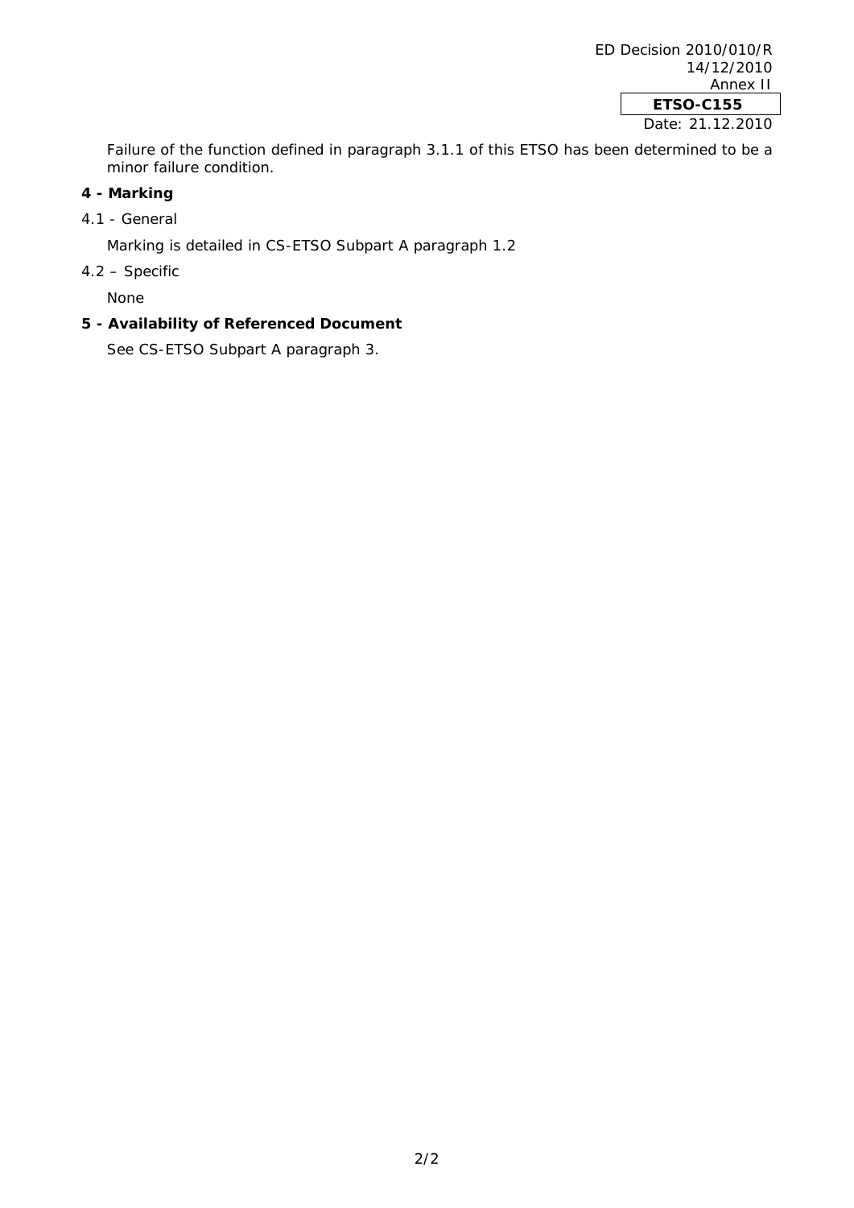Failure of the function defined in paragraph 3.1.1 of this ETSO has been determined to be a minor failure condition.

## 4 - Marking

4.1 - General

Marking is detailed in CS-ETSO Subpart A paragraph 1.2

4.2 – Specific

None

## 5 - Availability of Referenced Document

See CS-ETSO Subpart A paragraph 3.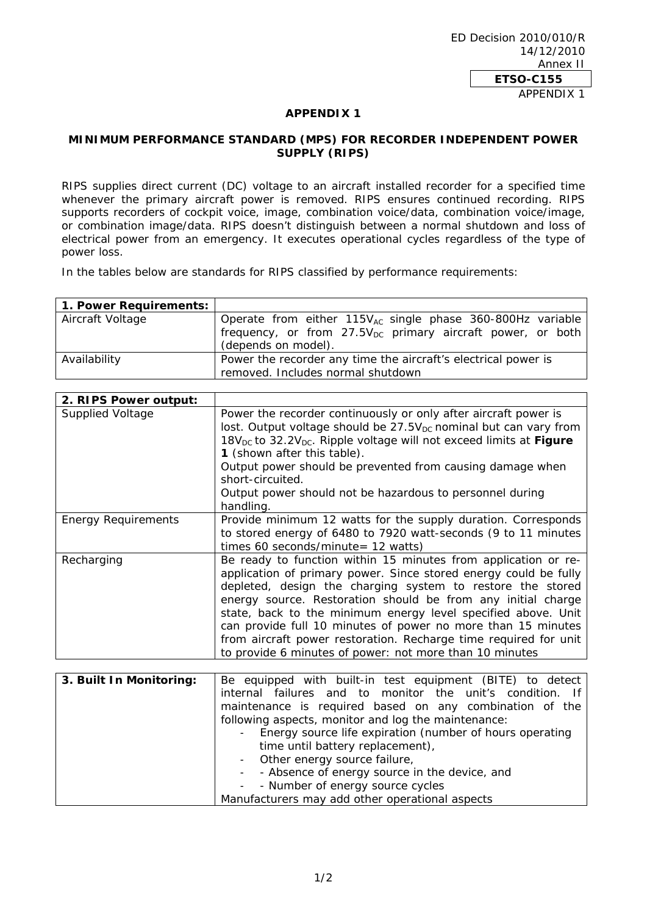ED Decision 2010/010/R
14/12/2010
Annex II

**ETSO-C155**

APPENDIX 1

## APPENDIX 1

### MINIMUM PERFORMANCE STANDARD (MPS) FOR RECORDER INDEPENDENT POWER SUPPLY (RIPS)

RIPS supplies direct current (DC) voltage to an aircraft installed recorder for a specified time whenever the primary aircraft power is removed. RIPS ensures continued recording. RIPS supports recorders of cockpit voice, image, combination voice/data, combination voice/image, or combination image/data. RIPS doesn't distinguish between a normal shutdown and loss of electrical power from an emergency. It executes operational cycles regardless of the type of power loss.

In the tables below are standards for RIPS classified by performance requirements:

| **1. Power Requirements:** | |
|---|---|
| Aircraft Voltage | Operate from either $115V_{AC}$ single phase 360-800Hz variable frequency, or from $27.5V_{DC}$ primary aircraft power, or both (depends on model). |
| Availability | Power the recorder any time the aircraft's electrical power is removed. Includes normal shutdown |

| **2. RIPS Power output:** | |
|---|---|
| Supplied Voltage | Power the recorder continuously or only after aircraft power is lost. Output voltage should be $27.5V_{DC}$ nominal but can vary from $18V_{DC}$ to $32.2V_{DC}$. Ripple voltage will not exceed limits at **Figure 1** (shown after this table).<br>Output power should be prevented from causing damage when short-circuited.<br>Output power should not be hazardous to personnel during handling. |
| Energy Requirements | Provide minimum 12 watts for the supply duration. Corresponds to stored energy of 6480 to 7920 watt-seconds (9 to 11 minutes times 60 seconds/minute= 12 watts) |
| Recharging | Be ready to function within 15 minutes from application or re-application of primary power. Since stored energy could be fully depleted, design the charging system to restore the stored energy source. Restoration should be from any initial charge state, back to the minimum energy level specified above. Unit can provide full 10 minutes of power no more than 15 minutes from aircraft power restoration. Recharge time required for unit to provide 6 minutes of power: not more than 10 minutes |

| **3. Built In Monitoring:** | Be equipped with built-in test equipment (BITE) to detect internal failures and to monitor the unit's condition. If maintenance is required based on any combination of the following aspects, monitor and log the maintenance:<br>- Energy source life expiration (number of hours operating time until battery replacement),<br>- Other energy source failure,<br>- - Absence of energy source in the device, and<br>- - Number of energy source cycles<br>Manufacturers may add other operational aspects |
|---|---|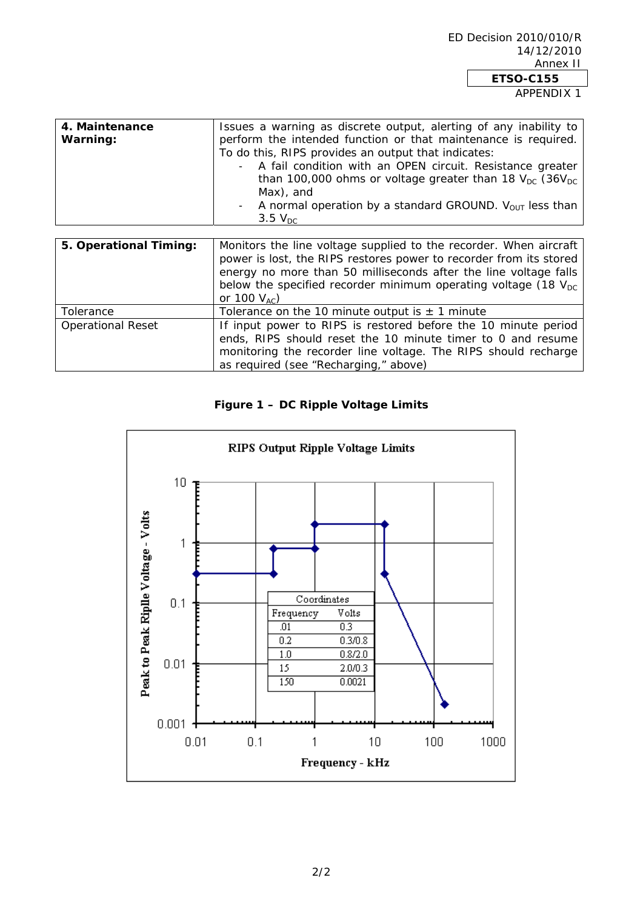| 4. Maintenance Warning: | Issues a warning as discrete output, alerting of any inability to perform the intended function or that maintenance is required. To do this, RIPS provides an output that indicates:<br>- A fail condition with an OPEN circuit. Resistance greater than 100,000 ohms or voltage greater than 18 $V_{DC}$ (36$V_{DC}$ Max), and<br>- A normal operation by a standard GROUND. $V_{OUT}$ less than 3.5 $V_{DC}$ |
|---|---|

| 5. Operational Timing: | Monitors the line voltage supplied to the recorder. When aircraft power is lost, the RIPS restores power to recorder from its stored energy no more than 50 milliseconds after the line voltage falls below the specified recorder minimum operating voltage (18 $V_{DC}$ or 100 $V_{AC}$) |
|---|---|
| Tolerance | Tolerance on the 10 minute output is ± 1 minute |
| Operational Reset | If input power to RIPS is restored before the 10 minute period ends, RIPS should reset the 10 minute timer to 0 and resume monitoring the recorder line voltage. The RIPS should recharge as required (see "Recharging," above) |

**Figure 1 – DC Ripple Voltage Limits**

RIPS Output Ripple Voltage Limits

| Coordinates | |
|---|---|
| Frequency | Volts |
| .01 | 0.3 |
| 0.2 | 0.3/0.8 |
| 1.0 | 0.8/2.0 |
| 15 | 2.0/0.3 |
| 150 | 0.0021 |

Peak to Peak Ripple Voltage - Volts

Frequency - kHz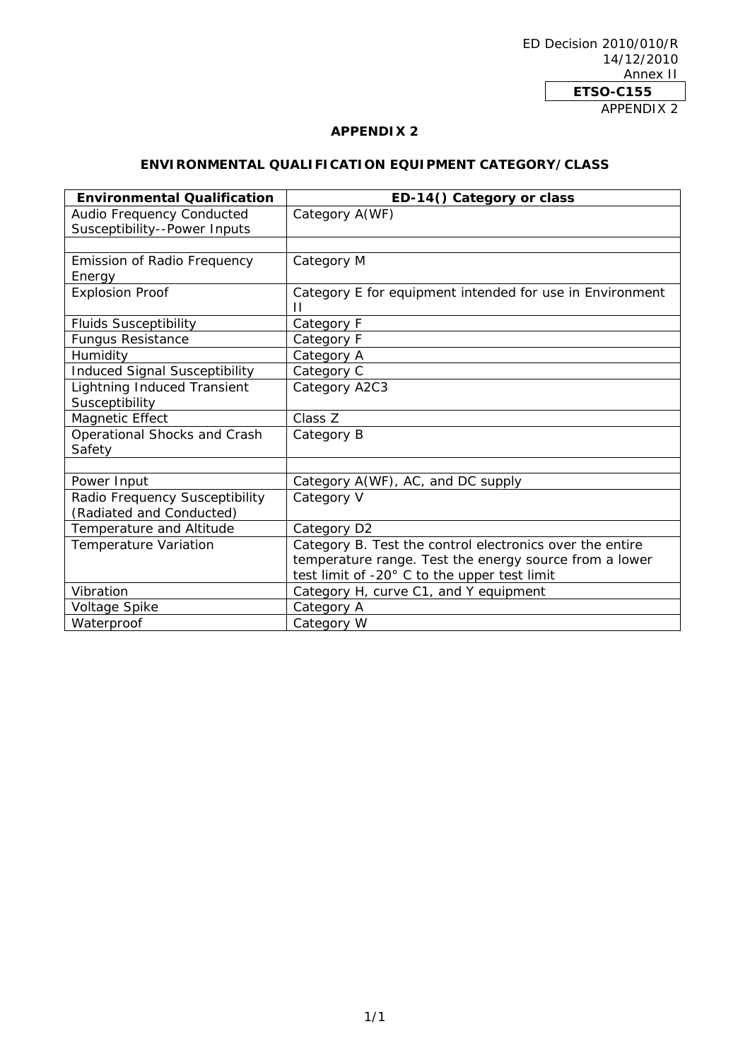ED Decision 2010/010/R
14/12/2010
Annex II
**ETSO-C155**
APPENDIX 2

## APPENDIX 2

## ENVIRONMENTAL QUALIFICATION EQUIPMENT CATEGORY/CLASS

| Environmental Qualification | ED-14() Category or class |
|---|---|
| Audio Frequency Conducted Susceptibility--Power Inputs | Category A(WF) |
| | |
| Emission of Radio Frequency Energy | Category M |
| Explosion Proof | Category E for equipment intended for use in Environment II |
| Fluids Susceptibility | Category F |
| Fungus Resistance | Category F |
| Humidity | Category A |
| Induced Signal Susceptibility | Category C |
| Lightning Induced Transient Susceptibility | Category A2C3 |
| Magnetic Effect | Class Z |
| Operational Shocks and Crash Safety | Category B |
| | |
| Power Input | Category A(WF), AC, and DC supply |
| Radio Frequency Susceptibility (Radiated and Conducted) | Category V |
| Temperature and Altitude | Category D2 |
| Temperature Variation | Category B. Test the control electronics over the entire temperature range. Test the energy source from a lower test limit of -20° C to the upper test limit |
| Vibration | Category H, curve C1, and Y equipment |
| Voltage Spike | Category A |
| Waterproof | Category W |